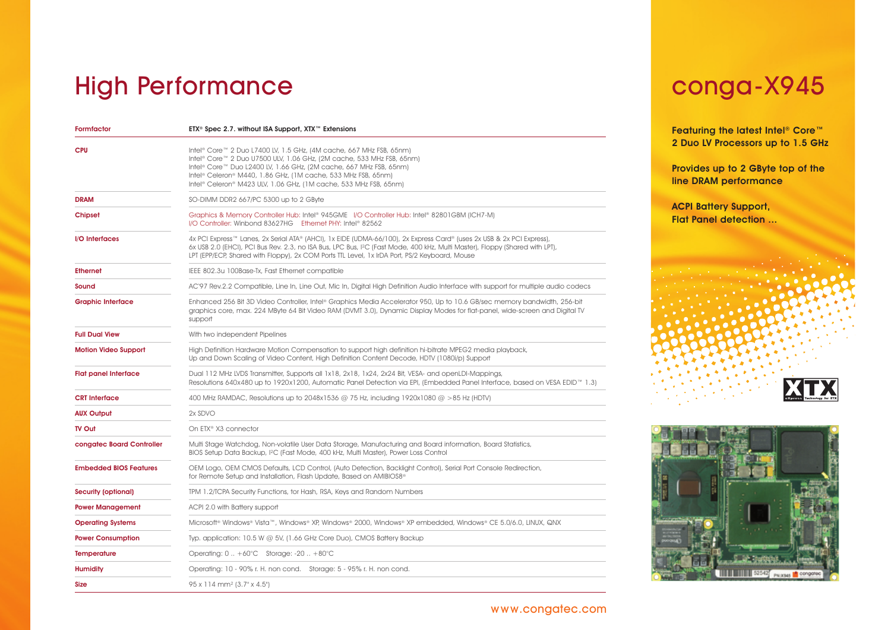# High Performance

| Formfactor | ETX® Spec 2.7. without ISA Support, XTX™ Extensions |
|---|---|
| CPU | Intel® Core™ 2 Duo L7400 LV, 1.5 GHz, (4M cache, 667 MHz FSB, 65nm)<br>Intel® Core™ 2 Duo U7500 ULV, 1.06 GHz, (2M cache, 533 MHz FSB, 65nm)<br>Intel® Core™ Duo L2400 LV, 1.66 GHz, (2M cache, 667 MHz FSB, 65nm)<br>Intel® Celeron® M440, 1.86 GHz, (1M cache, 533 MHz FSB, 65nm)<br>Intel® Celeron® M423 ULV, 1.06 GHz, (1M cache, 533 MHz FSB, 65nm) |
| DRAM | SO-DIMM DDR2 667/PC 5300 up to 2 GByte |
| Chipset | Graphics & Memory Controller Hub: Intel® 945GME I/O Controller Hub: Intel® 82801GBM (ICH7-M)<br>I/O Controller: Winbond 83627HG Ethernet PHY: Intel® 82562 |
| I/O Interfaces | 4x PCI Express™ Lanes, 2x Serial ATA® (AHCI), 1x EIDE (UDMA-66/100), 2x Express Card® (uses 2x USB & 2x PCI Express), 6x USB 2.0 (EHCI), PCI Bus Rev. 2.3, no ISA Bus, LPC Bus, I²C (Fast Mode, 400 kHz, Multi Master), Floppy (Shared with LPT), LPT (EPP/ECP, Shared with Floppy), 2x COM Ports TTL Level, 1x IrDA Port, PS/2 Keyboard, Mouse |
| Ethernet | IEEE 802.3u 100Base-Tx, Fast Ethernet compatible |
| Sound | AC'97 Rev.2.2 Compatible, Line In, Line Out, Mic In, Digital High Definition Audio Interface with support for multiple audio codecs |
| Graphic Interface | Enhanced 256 Bit 3D Video Controller, Intel® Graphics Media Accelerator 950, Up to 10.6 GB/sec memory bandwidth, 256-bit graphics core, max. 224 MByte 64 Bit Video RAM (DVMT 3.0), Dynamic Display Modes for flat-panel, wide-screen and Digital TV support |
| Full Dual View | With two independent Pipelines |
| Motion Video Support | High Definition Hardware Motion Compensation to support high definition hi-bitrate MPEG2 media playback, Up and Down Scaling of Video Content, High Definition Content Decode, HDTV (1080i/p) Support |
| Flat panel Interface | Dual 112 MHz LVDS Transmitter, Supports all 1x18, 2x18, 1x24, 2x24 Bit, VESA- and openLDI-Mappings, Resolutions 640x480 up to 1920x1200, Automatic Panel Detection via EPI, (Embedded Panel Interface, based on VESA EDID™ 1.3) |
| CRT Interface | 400 MHz RAMDAC, Resolutions up to 2048x1536 @ 75 Hz, including 1920x1080 @ >85 Hz (HDTV) |
| AUX Output | 2x SDVO |
| TV Out | On ETX® X3 connector |
| congatec Board Controller | Multi Stage Watchdog, Non-volatile User Data Storage, Manufacturing and Board information, Board Statistics, BIOS Setup Data Backup, I²C (Fast Mode, 400 kHz, Multi Master), Power Loss Control |
| Embedded BIOS Features | OEM Logo, OEM CMOS Defaults, LCD Control, (Auto Detection, Backlight Control), Serial Port Console Redirection, for Remote Setup and Installation, Flash Update, Based on AMIBIOS8® |
| Security (optional) | TPM 1.2/TCPA Security Functions, for Hash, RSA, Keys and Random Numbers |
| Power Management | ACPI 2.0 with Battery support |
| Operating Systems | Microsoft® Windows® Vista™, Windows® XP, Windows® 2000, Windows® XP embedded, Windows® CE 5.0/6.0, LINUX, QNX |
| Power Consumption | Typ. application: 10.5 W @ 5V, (1.66 GHz Core Duo), CMOS Battery Backup |
| Temperature | Operating: 0 .. +60°C Storage: -20 .. +80°C |
| Humidity | Operating: 10 - 90% r. H. non cond. Storage: 5 - 95% r. H. non cond. |
| Size | 95 x 114 mm² (3.7" x 4.5") |

www.congatec.com

# conga-X945

**Featuring the latest Intel® Core™ 2 Duo LV Processors up to 1.5 GHz**

**Provides up to 2 GByte top of the line DRAM performance**

**ACPI Battery Support, Flat Panel detection ...**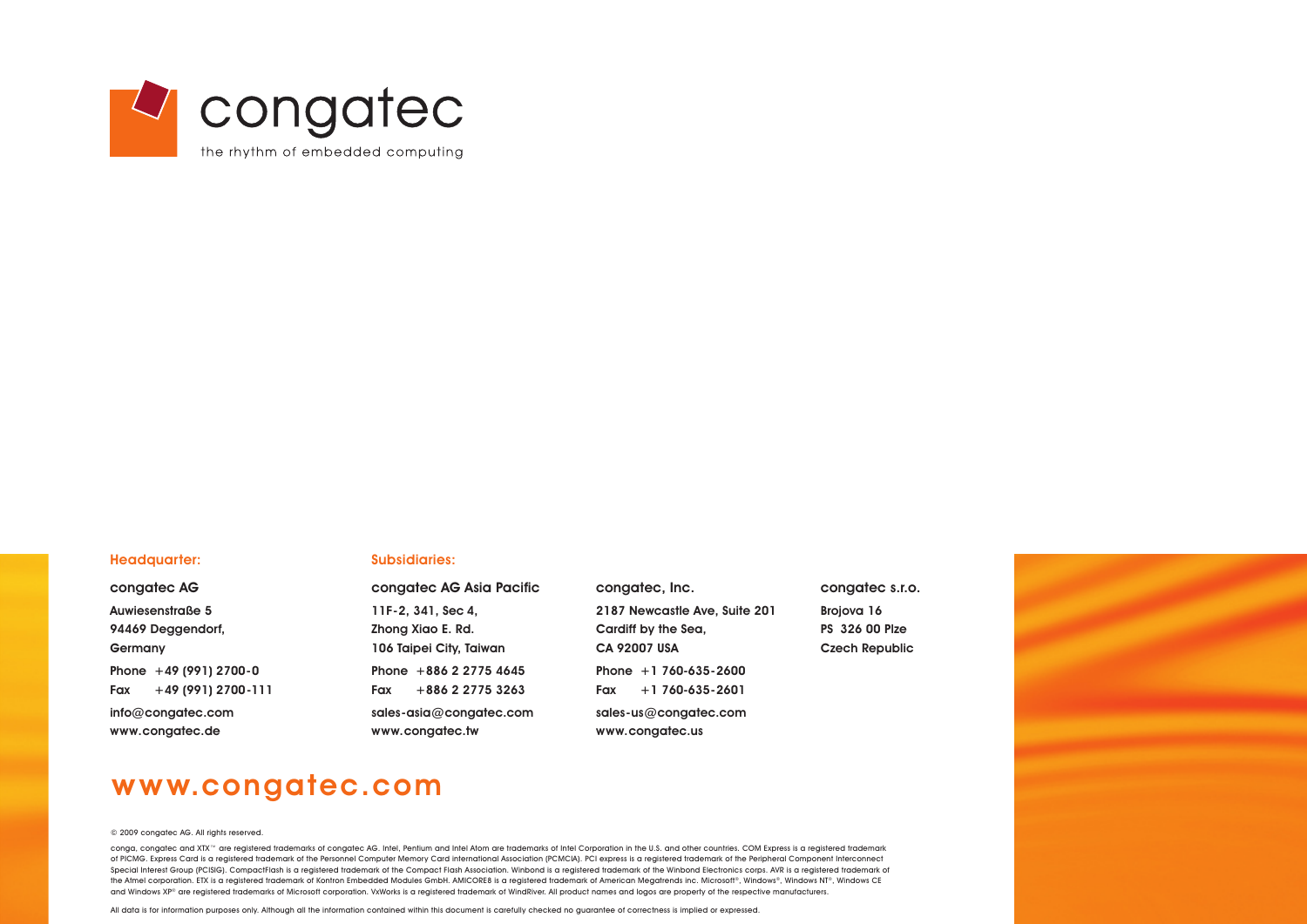congatec

the rhythm of embedded computing

**Headquarter:**

**congatec AG**

Auwiesenstraße 5
94469 Deggendorf,
Germany

Phone +49 (991) 2700-0
Fax +49 (991) 2700-111

info@congatec.com
www.congatec.de

**Subsidiaries:**

**congatec AG Asia Pacific**

11F-2, 341, Sec 4,
Zhong Xiao E. Rd.
106 Taipei City, Taiwan

Phone +886 2 2775 4645
Fax +886 2 2775 3263

sales-asia@congatec.com
www.congatec.tw

**congatec, Inc.**

2187 Newcastle Ave, Suite 201
Cardiff by the Sea,
CA 92007 USA

Phone +1 760-635-2600
Fax +1 760-635-2601

sales-us@congatec.com
www.congatec.us

**congatec s.r.o.**

Brojova 16
PS 326 00 Plze
Czech Republic

## www.congatec.com

© 2009 congatec AG. All rights reserved.

conga, congatec and XTX™ are registered trademarks of congatec AG. Intel, Pentium and Intel Atom are trademarks of Intel Corporation in the U.S. and other countries. COM Express is a registered trademark of PICMG. Express Card is a registered trademark of the Personnel Computer Memory Card international Association (PCMCIA). PCI express is a registered trademark of the Peripheral Component Interconnect Special Interest Group (PCISIG). CompactFlash is a registered trademark of the Compact Flash Association. Winbond is a registered trademark of the Winbond Electronics corps. AVR is a registered trademark of the Atmel corporation. ETX is a registered trademark of Kontron Embedded Modules GmbH. AMICORE8 is a registered trademark of American Megatrends Inc. Microsoft®, Windows®, Windows NT®, Windows CE and Windows XP® are registered trademarks of Microsoft corporation. VxWorks is a registered trademark of WindRiver. All product names and logos are property of the respective manufacturers.

All data is for information purposes only. Although all the information contained within this document is carefully checked no guarantee of correctness is implied or expressed.